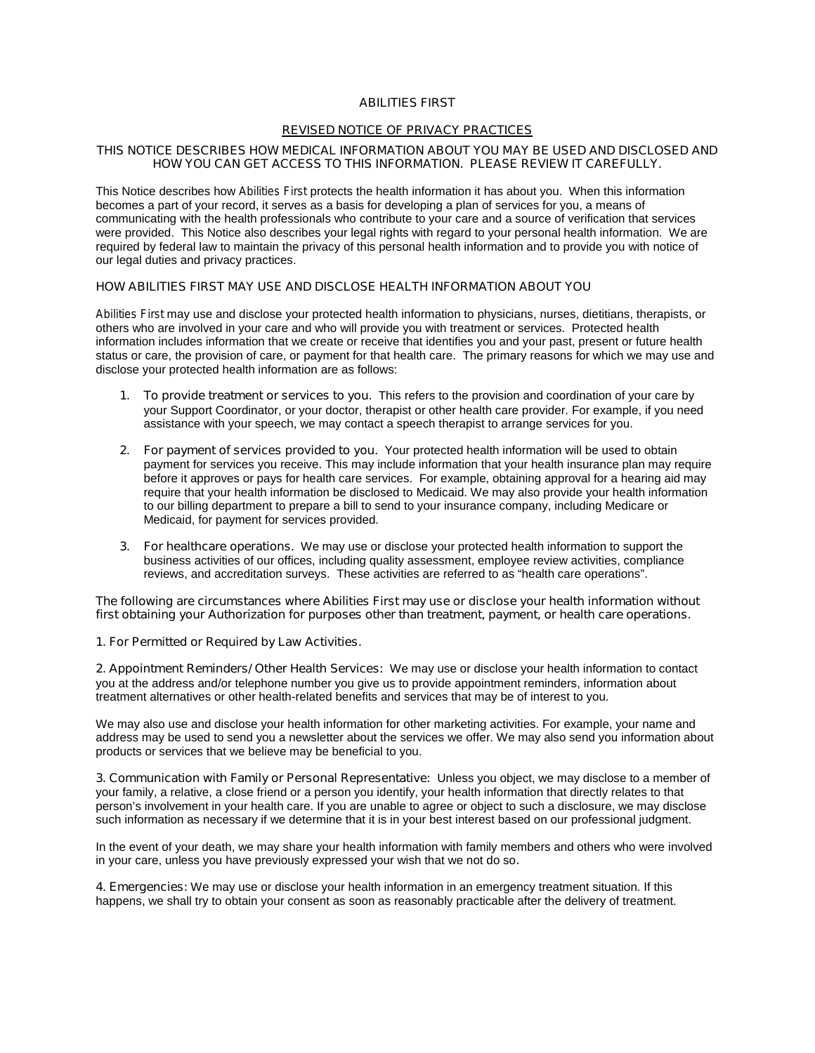# ABILITIES FIRST

## REVISED NOTICE OF PRIVACY PRACTICES

**THIS NOTICE DESCRIBES HOW MEDICAL INFORMATION ABOUT YOU MAY BE USED AND DISCLOSED AND HOW YOU CAN GET ACCESS TO THIS INFORMATION. PLEASE REVIEW IT CAREFULLY.**

This Notice describes how Abilities First protects the health information it has about you. When this information becomes a part of your record, it serves as a basis for developing a plan of services for you, a means of communicating with the health professionals who contribute to your care and a source of verification that services were provided. This Notice also describes your legal rights with regard to your personal health information. We are required by federal law to maintain the privacy of this personal health information and to provide you with notice of our legal duties and privacy practices.

### HOW ABILITIES FIRST MAY USE AND DISCLOSE HEALTH INFORMATION ABOUT YOU

Abilities First may use and disclose your protected health information to physicians, nurses, dietitians, therapists, or others who are involved in your care and who will provide you with treatment or services. Protected health information includes information that we create or receive that identifies you and your past, present or future health status or care, the provision of care, or payment for that health care. The primary reasons for which we may use and disclose your protected health information are as follows:

1. **To provide treatment or services to you.** This refers to the provision and coordination of your care by your Support Coordinator, or your doctor, therapist or other health care provider. For example, if you need assistance with your speech, we may contact a speech therapist to arrange services for you.

2. **For payment of services provided to you.** Your protected health information will be used to obtain payment for services you receive. This may include information that your health insurance plan may require before it approves or pays for health care services. For example, obtaining approval for a hearing aid may require that your health information be disclosed to Medicaid. We may also provide your health information to our billing department to prepare a bill to send to your insurance company, including Medicare or Medicaid, for payment for services provided.

3. **For healthcare operations.** We may use or disclose your protected health information to support the business activities of our offices, including quality assessment, employee review activities, compliance reviews, and accreditation surveys. These activities are referred to as "health care operations".

**The following are circumstances where Abilities First may use or disclose your health information without first obtaining your Authorization for purposes other than treatment, payment, or health care operations.**

**1. For Permitted or Required by Law Activities.**

**2. Appointment Reminders/Other Health Services:** We may use or disclose your health information to contact you at the address and/or telephone number you give us to provide appointment reminders, information about treatment alternatives or other health-related benefits and services that may be of interest to you.

We may also use and disclose your health information for other marketing activities. For example, your name and address may be used to send you a newsletter about the services we offer. We may also send you information about products or services that we believe may be beneficial to you.

**3. Communication with Family or Personal Representative:** Unless you object, we may disclose to a member of your family, a relative, a close friend or a person you identify, your health information that directly relates to that person's involvement in your health care. If you are unable to agree or object to such a disclosure, we may disclose such information as necessary if we determine that it is in your best interest based on our professional judgment.

In the event of your death, we may share your health information with family members and others who were involved in your care, unless you have previously expressed your wish that we not do so.

**4. Emergencies:** We may use or disclose your health information in an emergency treatment situation. If this happens, we shall try to obtain your consent as soon as reasonably practicable after the delivery of treatment.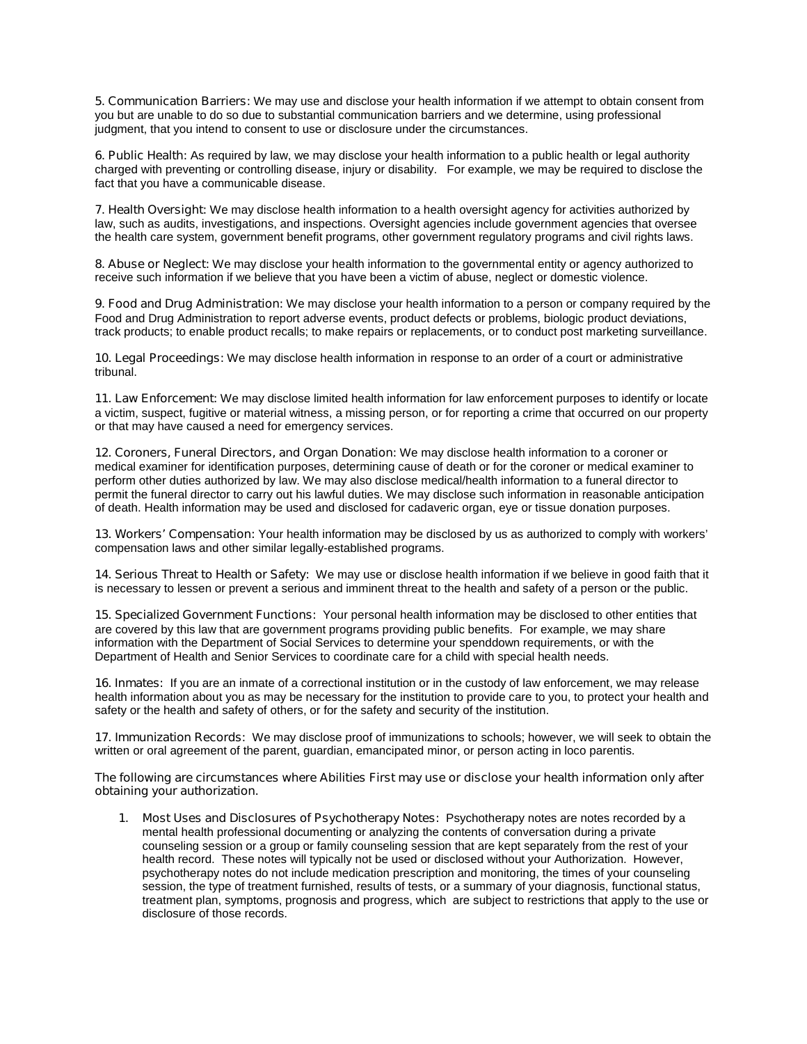**5. Communication Barriers:** We may use and disclose your health information if we attempt to obtain consent from you but are unable to do so due to substantial communication barriers and we determine, using professional judgment, that you intend to consent to use or disclosure under the circumstances.

**6. Public Health:** As required by law, we may disclose your health information to a public health or legal authority charged with preventing or controlling disease, injury or disability. For example, we may be required to disclose the fact that you have a communicable disease.

**7. Health Oversight:** We may disclose health information to a health oversight agency for activities authorized by law, such as audits, investigations, and inspections. Oversight agencies include government agencies that oversee the health care system, government benefit programs, other government regulatory programs and civil rights laws.

**8. Abuse or Neglect:** We may disclose your health information to the governmental entity or agency authorized to receive such information if we believe that you have been a victim of abuse, neglect or domestic violence.

**9. Food and Drug Administration:** We may disclose your health information to a person or company required by the Food and Drug Administration to report adverse events, product defects or problems, biologic product deviations, track products; to enable product recalls; to make repairs or replacements, or to conduct post marketing surveillance.

**10. Legal Proceedings:** We may disclose health information in response to an order of a court or administrative tribunal.

**11. Law Enforcement:** We may disclose limited health information for law enforcement purposes to identify or locate a victim, suspect, fugitive or material witness, a missing person, or for reporting a crime that occurred on our property or that may have caused a need for emergency services.

**12. Coroners, Funeral Directors, and Organ Donation:** We may disclose health information to a coroner or medical examiner for identification purposes, determining cause of death or for the coroner or medical examiner to perform other duties authorized by law. We may also disclose medical/health information to a funeral director to permit the funeral director to carry out his lawful duties. We may disclose such information in reasonable anticipation of death. Health information may be used and disclosed for cadaveric organ, eye or tissue donation purposes.

**13. Workers' Compensation:** Your health information may be disclosed by us as authorized to comply with workers' compensation laws and other similar legally-established programs.

**14. Serious Threat to Health or Safety:** We may use or disclose health information if we believe in good faith that it is necessary to lessen or prevent a serious and imminent threat to the health and safety of a person or the public.

**15. Specialized Government Functions:** Your personal health information may be disclosed to other entities that are covered by this law that are government programs providing public benefits. For example, we may share information with the Department of Social Services to determine your spenddown requirements, or with the Department of Health and Senior Services to coordinate care for a child with special health needs.

**16. Inmates:** If you are an inmate of a correctional institution or in the custody of law enforcement, we may release health information about you as may be necessary for the institution to provide care to you, to protect your health and safety or the health and safety of others, or for the safety and security of the institution.

**17. Immunization Records:** We may disclose proof of immunizations to schools; however, we will seek to obtain the written or oral agreement of the parent, guardian, emancipated minor, or person acting in loco parentis.

**The following are circumstances where Abilities First may use or disclose your health information only after obtaining your authorization.**

1. **Most Uses and Disclosures of Psychotherapy Notes:** Psychotherapy notes are notes recorded by a mental health professional documenting or analyzing the contents of conversation during a private counseling session or a group or family counseling session that are kept separately from the rest of your health record. These notes will typically not be used or disclosed without your Authorization. However, psychotherapy notes do not include medication prescription and monitoring, the times of your counseling session, the type of treatment furnished, results of tests, or a summary of your diagnosis, functional status, treatment plan, symptoms, prognosis and progress, which are subject to restrictions that apply to the use or disclosure of those records.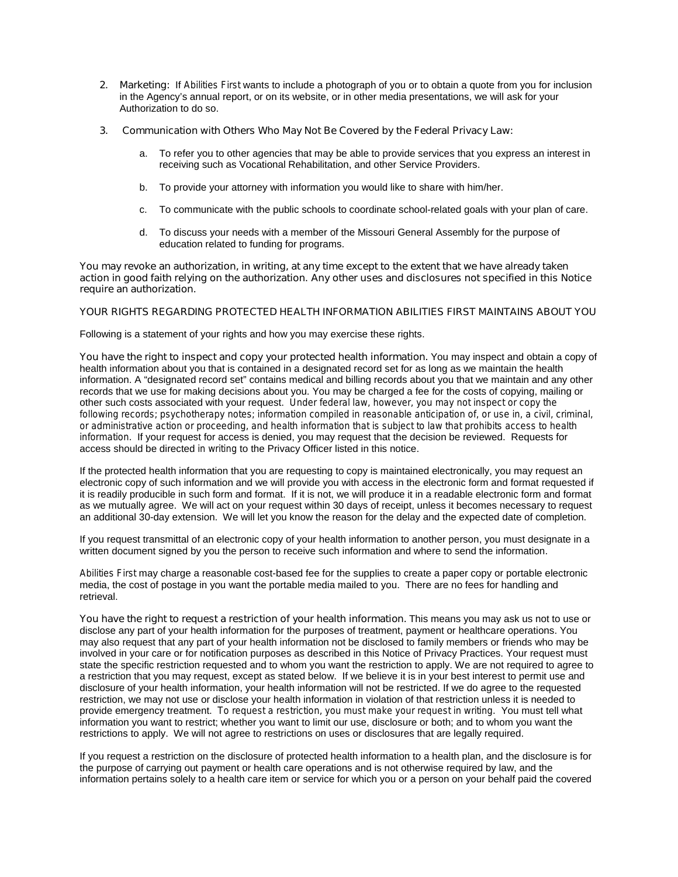2. **Marketing:** If *Abilities First* wants to include a photograph of you or to obtain a quote from you for inclusion in the Agency's annual report, or on its website, or in other media presentations, we will ask for your Authorization to do so.

3. **Communication with Others Who May Not Be Covered by the Federal Privacy Law:**

    a. To refer you to other agencies that may be able to provide services that you express an interest in receiving such as Vocational Rehabilitation, and other Service Providers.

    b. To provide your attorney with information you would like to share with him/her.

    c. To communicate with the public schools to coordinate school-related goals with your plan of care.

    d. To discuss your needs with a member of the Missouri General Assembly for the purpose of education related to funding for programs.

**You may revoke an authorization, in writing, at any time except to the extent that we have already taken action in good faith relying on the authorization. Any other uses and disclosures not specified in this Notice require an authorization.**

**YOUR RIGHTS REGARDING PROTECTED HEALTH INFORMATION ABILITIES FIRST MAINTAINS ABOUT YOU**

Following is a statement of your rights and how you may exercise these rights.

**You have the right to inspect and copy your protected health information.** You may inspect and obtain a copy of health information about you that is contained in a designated record set for as long as we maintain the health information. A "designated record set" contains medical and billing records about you that we maintain and any other records that we use for making decisions about you. You may be charged a fee for the costs of copying, mailing or other such costs associated with your request. *Under federal law, however, you may not inspect or copy the following records; psychotherapy notes; information compiled in reasonable anticipation of, or use in, a civil, criminal, or administrative action or proceeding, and health information that is subject to law that prohibits access to health information.* If your request for access is denied, you may request that the decision be reviewed. Requests for access should be directed in writing to the Privacy Officer listed in this notice.

If the protected health information that you are requesting to copy is maintained electronically, you may request an electronic copy of such information and we will provide you with access in the electronic form and format requested if it is readily producible in such form and format. If it is not, we will produce it in a readable electronic form and format as we mutually agree. We will act on your request within 30 days of receipt, unless it becomes necessary to request an additional 30-day extension. We will let you know the reason for the delay and the expected date of completion.

If you request transmittal of an electronic copy of your health information to another person, you must designate in a written document signed by you the person to receive such information and where to send the information.

*Abilities First* may charge a reasonable cost-based fee for the supplies to create a paper copy or portable electronic media, the cost of postage in you want the portable media mailed to you. There are no fees for handling and retrieval.

**You have the right to request a restriction of your health information.** This means you may ask us not to use or disclose any part of your health information for the purposes of treatment, payment or healthcare operations. You may also request that any part of your health information not be disclosed to family members or friends who may be involved in your care or for notification purposes as described in this Notice of Privacy Practices. Your request must state the specific restriction requested and to whom you want the restriction to apply. We are not required to agree to a restriction that you may request, except as stated below. If we believe it is in your best interest to permit use and disclosure of your health information, your health information will not be restricted. If we do agree to the requested restriction, we may not use or disclose your health information in violation of that restriction unless it is needed to provide emergency treatment. *To request a restriction, you must make your request in writing.* You must tell what information you want to restrict; whether you want to limit our use, disclosure or both; and to whom you want the restrictions to apply. We will not agree to restrictions on uses or disclosures that are legally required.

If you request a restriction on the disclosure of protected health information to a health plan, and the disclosure is for the purpose of carrying out payment or health care operations and is not otherwise required by law, and the information pertains solely to a health care item or service for which you or a person on your behalf paid the covered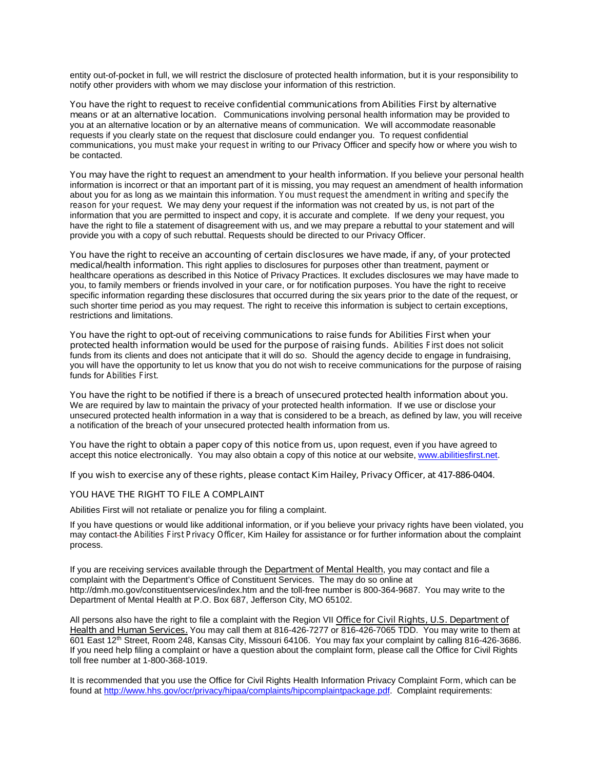entity out-of-pocket in full, we will restrict the disclosure of protected health information, but it is your responsibility to notify other providers with whom we may disclose your information of this restriction.

**You have the right to request to receive confidential communications from Abilities First by alternative means or at an alternative location.** Communications involving personal health information may be provided to you at an alternative location or by an alternative means of communication. We will accommodate reasonable requests if you clearly state on the request that disclosure could endanger you. To request confidential communications, *you must make your request in writing* to our Privacy Officer and specify how or where you wish to be contacted.

**You may have the right to request an amendment to your health information.** If you believe your personal health information is incorrect or that an important part of it is missing, you may request an amendment of health information about you for as long as we maintain this information. *You must request the amendment in writing and specify the reason for your request.* We may deny your request if the information was not created by us, is not part of the information that you are permitted to inspect and copy, it is accurate and complete. If we deny your request, you have the right to file a statement of disagreement with us, and we may prepare a rebuttal to your statement and will provide you with a copy of such rebuttal. Requests should be directed to our Privacy Officer.

**You have the right to receive an accounting of certain disclosures we have made, if any, of your protected medical/health information.** This right applies to disclosures for purposes other than treatment, payment or healthcare operations as described in this Notice of Privacy Practices. It excludes disclosures we may have made to you, to family members or friends involved in your care, or for notification purposes. You have the right to receive specific information regarding these disclosures that occurred during the six years prior to the date of the request, or such shorter time period as you may request. The right to receive this information is subject to certain exceptions, restrictions and limitations.

**You have the right to opt-out of receiving communications to raise funds for Abilities First when your protected health information would be used for the purpose of raising funds.** Abilities First does not solicit funds from its clients and does not anticipate that it will do so. Should the agency decide to engage in fundraising, you will have the opportunity to let us know that you do not wish to receive communications for the purpose of raising funds for Abilities First.

**You have the right to be notified if there is a breach of unsecured protected health information about you.** We are required by law to maintain the privacy of your protected health information. If we use or disclose your unsecured protected health information in a way that is considered to be a breach, as defined by law, you will receive a notification of the breach of your unsecured protected health information from us.

**You have the right to obtain a paper copy of this notice from us,** upon request, even if you have agreed to accept this notice electronically. You may also obtain a copy of this notice at our website, [www.abilitiesfirst.net](www.abilitiesfirst.net).

**If you wish to exercise any of these rights, please contact Kim Hailey, Privacy Officer, at 417-886-0404.**

**YOU HAVE THE RIGHT TO FILE A COMPLAINT**

Abilities First will not retaliate or penalize you for filing a complaint.

If you have questions or would like additional information, or if you believe your privacy rights have been violated, you may contact the Abilities First Privacy Officer, Kim Hailey for assistance or for further information about the complaint process.

If you are receiving services available through the Department of Mental Health, you may contact and file a complaint with the Department's Office of Constituent Services. The may do so online at http://dmh.mo.gov/constituentservices/index.htm and the toll-free number is 800-364-9687. You may write to the Department of Mental Health at P.O. Box 687, Jefferson City, MO 65102.

All persons also have the right to file a complaint with the Region VII Office for Civil Rights, U.S. Department of Health and Human Services. You may call them at 816-426-7277 or 816-426-7065 TDD. You may write to them at 601 East 12th Street, Room 248, Kansas City, Missouri 64106. You may fax your complaint by calling 816-426-3686. If you need help filing a complaint or have a question about the complaint form, please call the Office for Civil Rights toll free number at 1-800-368-1019.

It is recommended that you use the Office for Civil Rights Health Information Privacy Complaint Form, which can be found at [http://www.hhs.gov/ocr/privacy/hipaa/complaints/hipcomplaintpackage.pdf](http://www.hhs.gov/ocr/privacy/hipaa/complaints/hipcomplaintpackage.pdf). Complaint requirements: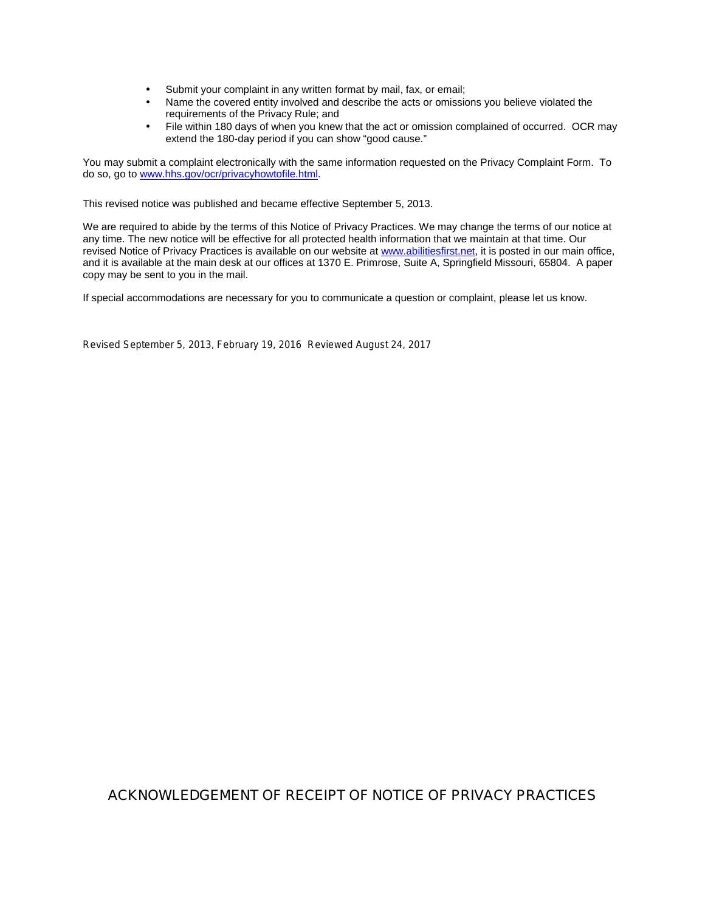- Submit your complaint in any written format by mail, fax, or email;
- Name the covered entity involved and describe the acts or omissions you believe violated the requirements of the Privacy Rule; and
- File within 180 days of when you knew that the act or omission complained of occurred. OCR may extend the 180-day period if you can show "good cause."

You may submit a complaint electronically with the same information requested on the Privacy Complaint Form. To do so, go to www.hhs.gov/ocr/privacyhowtofile.html.

This revised notice was published and became effective September 5, 2013.

We are required to abide by the terms of this Notice of Privacy Practices. We may change the terms of our notice at any time. The new notice will be effective for all protected health information that we maintain at that time. Our revised Notice of Privacy Practices is available on our website at www.abilitiesfirst.net, it is posted in our main office, and it is available at the main desk at our offices at 1370 E. Primrose, Suite A, Springfield Missouri, 65804. A paper copy may be sent to you in the mail.

If special accommodations are necessary for you to communicate a question or complaint, please let us know.

Revised September 5, 2013, February 19, 2016 Reviewed August 24, 2017

## ACKNOWLEDGEMENT OF RECEIPT OF NOTICE OF PRIVACY PRACTICES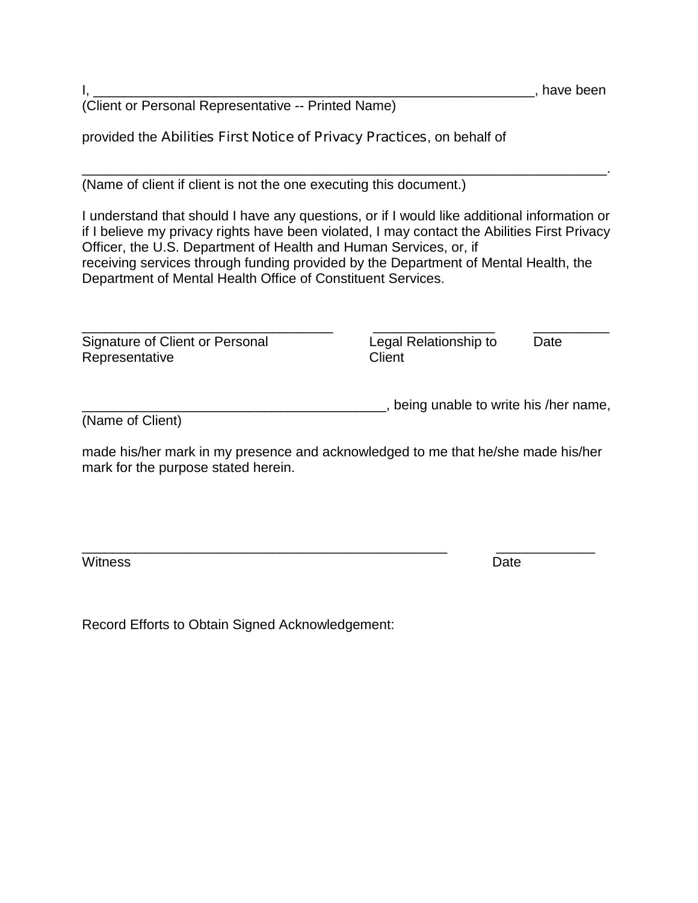I, ____________________________________________________________, have been
(Client or Personal Representative -- Printed Name)

provided the **Abilities First Notice of Privacy Practices**, on behalf of

_________________________________________________________________________.
(Name of client if client is not the one executing this document.)

I understand that should I have any questions, or if I would like additional information or if I believe my privacy rights have been violated, I may contact the Abilities First Privacy Officer, the U.S. Department of Health and Human Services, or, if receiving services through funding provided by the Department of Mental Health, the Department of Mental Health Office of Constituent Services.

| | | |
|---|---|---|
| ___________________________________ | _________________ | __________ |
| Signature of Client or Personal Representative | Legal Relationship to Client | Date |

________________________________________, being unable to write his /her name,
(Name of Client)

made his/her mark in my presence and acknowledged to me that he/she made his/her mark for the purpose stated herein.

| | |
|---|---|
| ___________________________________________________ | _____________ |
| Witness | Date |

Record Efforts to Obtain Signed Acknowledgement: